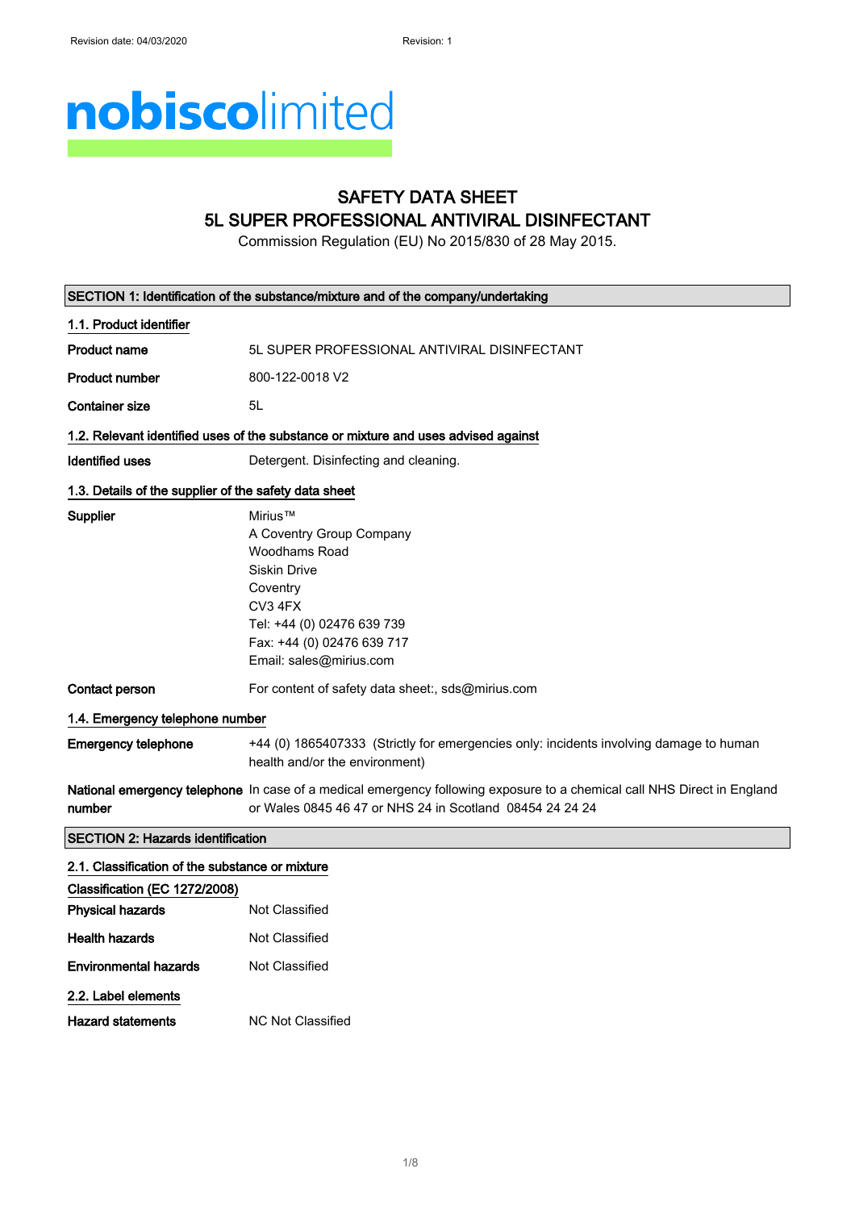Revision date: 04/03/2020 Revision: 1

**nobiscolimited**

# SAFETY DATA SHEET
# 5L SUPER PROFESSIONAL ANTIVIRAL DISINFECTANT

Commission Regulation (EU) No 2015/830 of 28 May 2015.

## SECTION 1: Identification of the substance/mixture and of the company/undertaking

### 1.1. Product identifier

| | |
|---|---|
| **Product name** | 5L SUPER PROFESSIONAL ANTIVIRAL DISINFECTANT |
| **Product number** | 800-122-0018 V2 |
| **Container size** | 5L |

### 1.2. Relevant identified uses of the substance or mixture and uses advised against

| | |
|---|---|
| **Identified uses** | Detergent. Disinfecting and cleaning. |

### 1.3. Details of the supplier of the safety data sheet

| | |
|---|---|
| **Supplier** | Mirius™<br>A Coventry Group Company<br>Woodhams Road<br>Siskin Drive<br>Coventry<br>CV3 4FX<br>Tel: +44 (0) 02476 639 739<br>Fax: +44 (0) 02476 639 717<br>Email: sales@mirius.com |
| **Contact person** | For content of safety data sheet:, sds@mirius.com |

### 1.4. Emergency telephone number

| | |
|---|---|
| **Emergency telephone** | +44 (0) 1865407333 (Strictly for emergencies only: incidents involving damage to human health and/or the environment) |
| **National emergency telephone number** | In case of a medical emergency following exposure to a chemical call NHS Direct in England or Wales 0845 46 47 or NHS 24 in Scotland 08454 24 24 24 |

## SECTION 2: Hazards identification

### 2.1. Classification of the substance or mixture

**Classification (EC 1272/2008)**

| | |
|---|---|
| **Physical hazards** | Not Classified |
| **Health hazards** | Not Classified |
| **Environmental hazards** | Not Classified |

### 2.2. Label elements

| | |
|---|---|
| **Hazard statements** | NC Not Classified |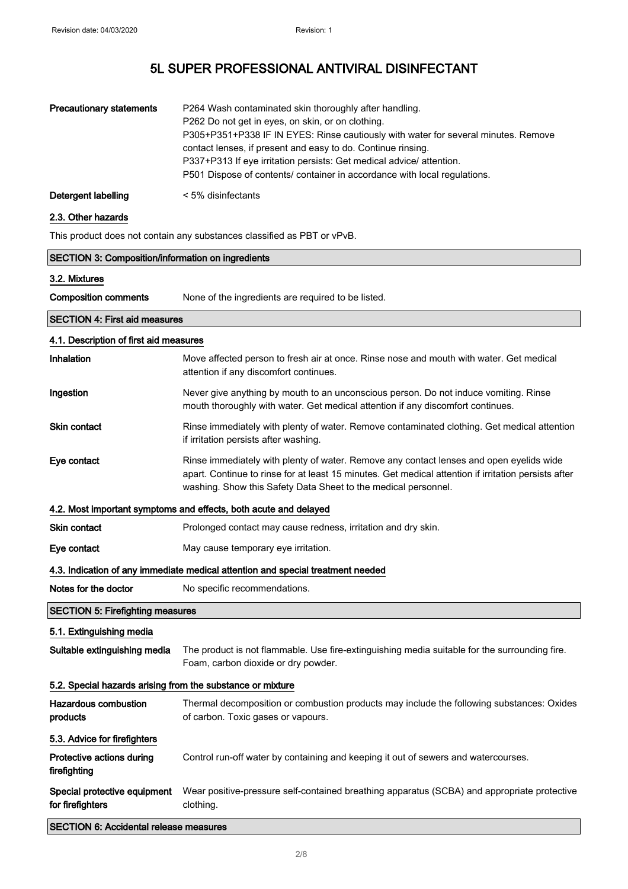| | |
|---|---|
| **Precautionary statements** | P264 Wash contaminated skin thoroughly after handling.<br>P262 Do not get in eyes, on skin, or on clothing.<br>P305+P351+P338 IF IN EYES: Rinse cautiously with water for several minutes. Remove contact lenses, if present and easy to do. Continue rinsing.<br>P337+P313 If eye irritation persists: Get medical advice/ attention.<br>P501 Dispose of contents/ container in accordance with local regulations. |
| **Detergent labelling** | < 5% disinfectants |

### 2.3. Other hazards

This product does not contain any substances classified as PBT or vPvB.

## SECTION 3: Composition/information on ingredients

### 3.2. Mixtures

| | |
|---|---|
| **Composition comments** | None of the ingredients are required to be listed. |

## SECTION 4: First aid measures

### 4.1. Description of first aid measures

| | |
|---|---|
| **Inhalation** | Move affected person to fresh air at once. Rinse nose and mouth with water. Get medical attention if any discomfort continues. |
| **Ingestion** | Never give anything by mouth to an unconscious person. Do not induce vomiting. Rinse mouth thoroughly with water. Get medical attention if any discomfort continues. |
| **Skin contact** | Rinse immediately with plenty of water. Remove contaminated clothing. Get medical attention if irritation persists after washing. |
| **Eye contact** | Rinse immediately with plenty of water. Remove any contact lenses and open eyelids wide apart. Continue to rinse for at least 15 minutes. Get medical attention if irritation persists after washing. Show this Safety Data Sheet to the medical personnel. |

### 4.2. Most important symptoms and effects, both acute and delayed

| | |
|---|---|
| **Skin contact** | Prolonged contact may cause redness, irritation and dry skin. |
| **Eye contact** | May cause temporary eye irritation. |

### 4.3. Indication of any immediate medical attention and special treatment needed

| | |
|---|---|
| **Notes for the doctor** | No specific recommendations. |

## SECTION 5: Firefighting measures

### 5.1. Extinguishing media

| | |
|---|---|
| **Suitable extinguishing media** | The product is not flammable. Use fire-extinguishing media suitable for the surrounding fire. Foam, carbon dioxide or dry powder. |

### 5.2. Special hazards arising from the substance or mixture

| | |
|---|---|
| **Hazardous combustion products** | Thermal decomposition or combustion products may include the following substances: Oxides of carbon. Toxic gases or vapours. |

### 5.3. Advice for firefighters

| | |
|---|---|
| **Protective actions during firefighting** | Control run-off water by containing and keeping it out of sewers and watercourses. |
| **Special protective equipment for firefighters** | Wear positive-pressure self-contained breathing apparatus (SCBA) and appropriate protective clothing. |

## SECTION 6: Accidental release measures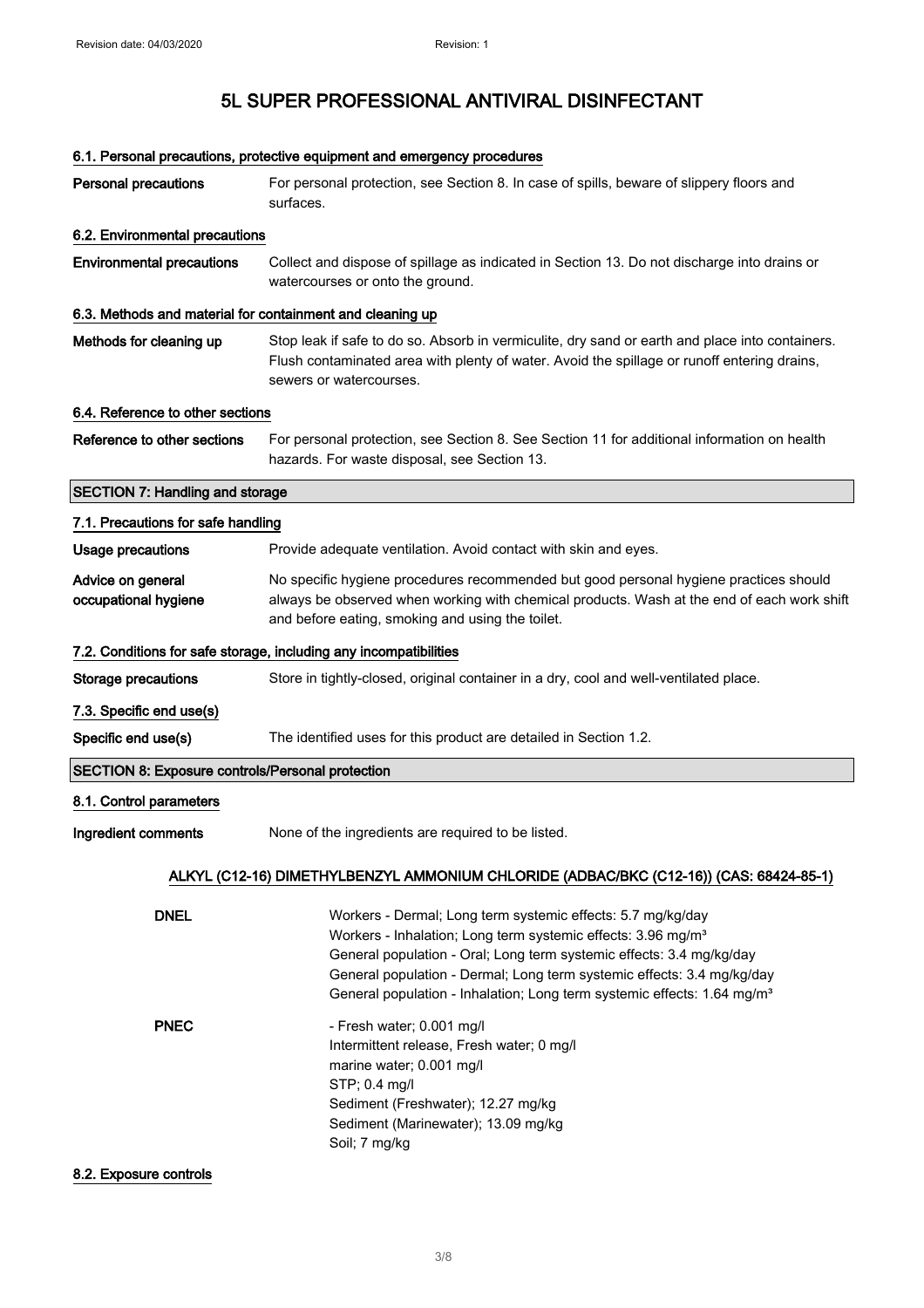# 5L SUPER PROFESSIONAL ANTIVIRAL DISINFECTANT

### 6.1. Personal precautions, protective equipment and emergency procedures

**Personal precautions** For personal protection, see Section 8. In case of spills, beware of slippery floors and surfaces.

### 6.2. Environmental precautions

**Environmental precautions** Collect and dispose of spillage as indicated in Section 13. Do not discharge into drains or watercourses or onto the ground.

### 6.3. Methods and material for containment and cleaning up

**Methods for cleaning up** Stop leak if safe to do so. Absorb in vermiculite, dry sand or earth and place into containers. Flush contaminated area with plenty of water. Avoid the spillage or runoff entering drains, sewers or watercourses.

### 6.4. Reference to other sections

**Reference to other sections** For personal protection, see Section 8. See Section 11 for additional information on health hazards. For waste disposal, see Section 13.

## SECTION 7: Handling and storage

### 7.1. Precautions for safe handling

**Usage precautions** Provide adequate ventilation. Avoid contact with skin and eyes.

**Advice on general occupational hygiene** No specific hygiene procedures recommended but good personal hygiene practices should always be observed when working with chemical products. Wash at the end of each work shift and before eating, smoking and using the toilet.

### 7.2. Conditions for safe storage, including any incompatibilities

**Storage precautions** Store in tightly-closed, original container in a dry, cool and well-ventilated place.

### 7.3. Specific end use(s)

**Specific end use(s)** The identified uses for this product are detailed in Section 1.2.

## SECTION 8: Exposure controls/Personal protection

### 8.1. Control parameters

**Ingredient comments** None of the ingredients are required to be listed.

**ALKYL (C12-16) DIMETHYLBENZYL AMMONIUM CHLORIDE (ADBAC/BKC (C12-16)) (CAS: 68424-85-1)**

**DNEL**

Workers - Dermal; Long term systemic effects: 5.7 mg/kg/day
Workers - Inhalation; Long term systemic effects: 3.96 mg/m³
General population - Oral; Long term systemic effects: 3.4 mg/kg/day
General population - Dermal; Long term systemic effects: 3.4 mg/kg/day
General population - Inhalation; Long term systemic effects: 1.64 mg/m³

**PNEC**

- Fresh water; 0.001 mg/l
Intermittent release, Fresh water; 0 mg/l
marine water; 0.001 mg/l
STP; 0.4 mg/l
Sediment (Freshwater); 12.27 mg/kg
Sediment (Marinewater); 13.09 mg/kg
Soil; 7 mg/kg

### 8.2. Exposure controls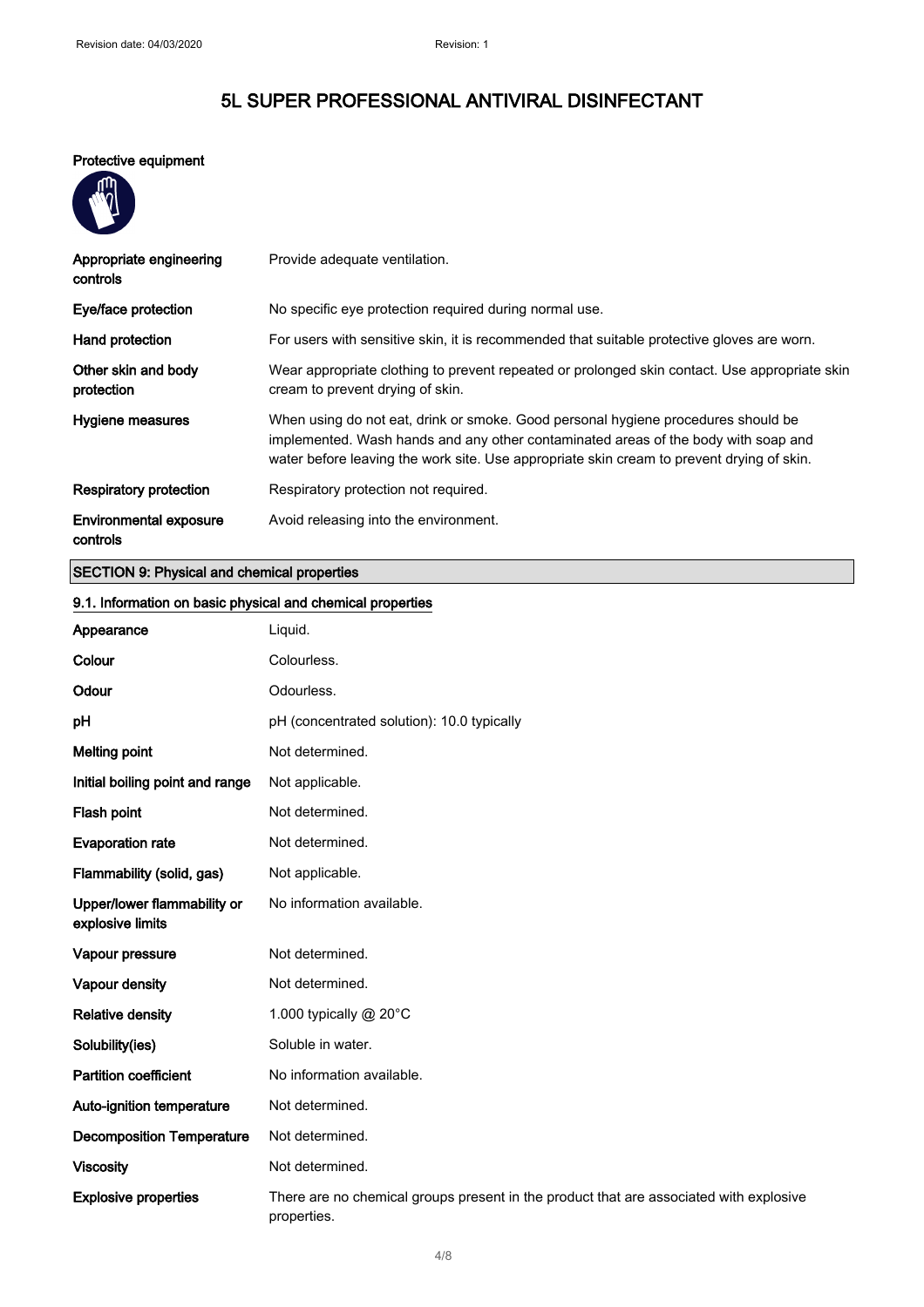# 5L SUPER PROFESSIONAL ANTIVIRAL DISINFECTANT

**Protective equipment**

| | |
|---|---|
| **Appropriate engineering controls** | Provide adequate ventilation. |
| **Eye/face protection** | No specific eye protection required during normal use. |
| **Hand protection** | For users with sensitive skin, it is recommended that suitable protective gloves are worn. |
| **Other skin and body protection** | Wear appropriate clothing to prevent repeated or prolonged skin contact. Use appropriate skin cream to prevent drying of skin. |
| **Hygiene measures** | When using do not eat, drink or smoke. Good personal hygiene procedures should be implemented. Wash hands and any other contaminated areas of the body with soap and water before leaving the work site. Use appropriate skin cream to prevent drying of skin. |
| **Respiratory protection** | Respiratory protection not required. |
| **Environmental exposure controls** | Avoid releasing into the environment. |

## SECTION 9: Physical and chemical properties

### 9.1. Information on basic physical and chemical properties

| | |
|---|---|
| **Appearance** | Liquid. |
| **Colour** | Colourless. |
| **Odour** | Odourless. |
| **pH** | pH (concentrated solution): 10.0 typically |
| **Melting point** | Not determined. |
| **Initial boiling point and range** | Not applicable. |
| **Flash point** | Not determined. |
| **Evaporation rate** | Not determined. |
| **Flammability (solid, gas)** | Not applicable. |
| **Upper/lower flammability or explosive limits** | No information available. |
| **Vapour pressure** | Not determined. |
| **Vapour density** | Not determined. |
| **Relative density** | 1.000 typically @ 20°C |
| **Solubility(ies)** | Soluble in water. |
| **Partition coefficient** | No information available. |
| **Auto-ignition temperature** | Not determined. |
| **Decomposition Temperature** | Not determined. |
| **Viscosity** | Not determined. |
| **Explosive properties** | There are no chemical groups present in the product that are associated with explosive properties. |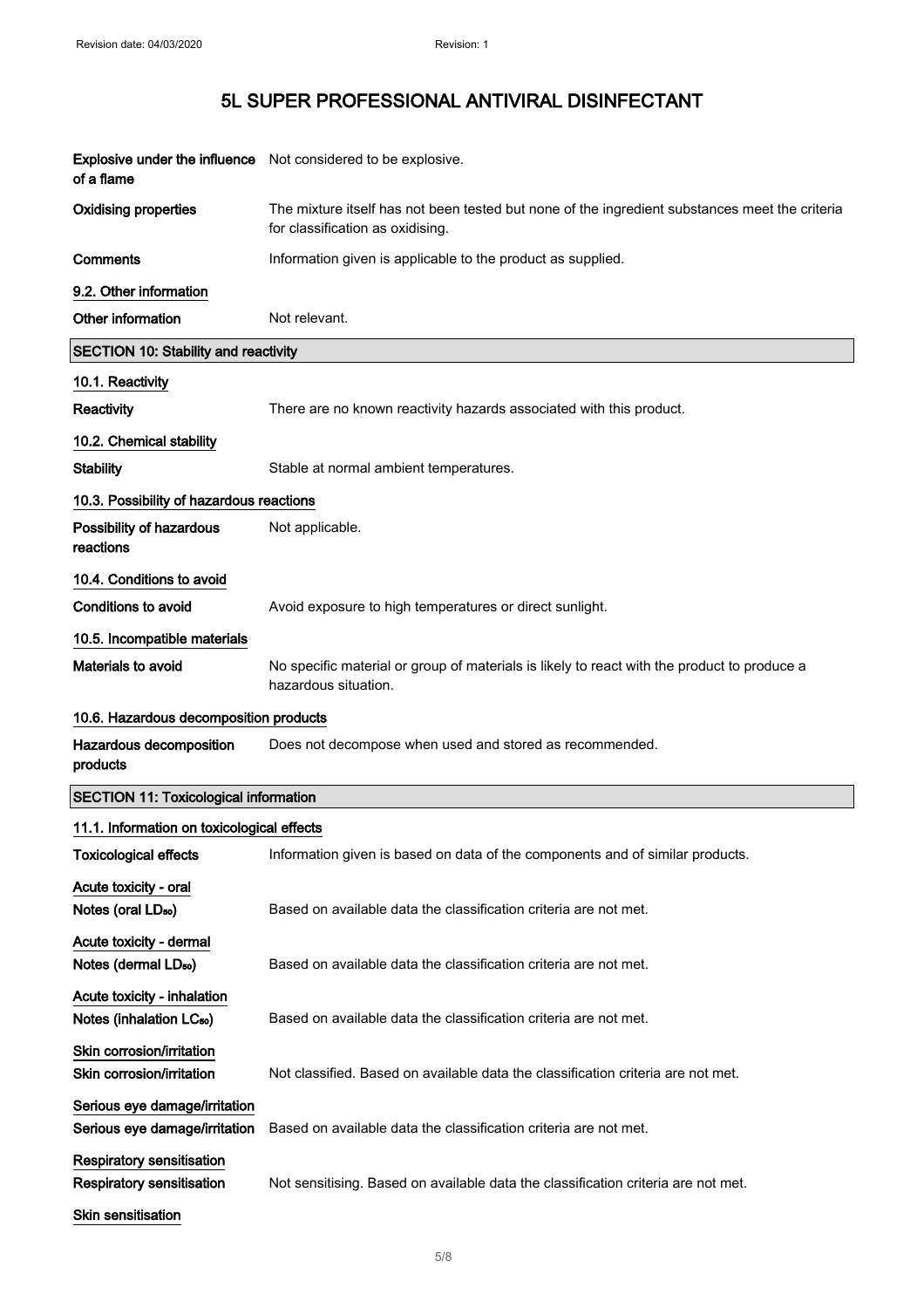| | |
|---|---|
| **Explosive under the influence of a flame** | Not considered to be explosive. |
| **Oxidising properties** | The mixture itself has not been tested but none of the ingredient substances meet the criteria for classification as oxidising. |
| **Comments** | Information given is applicable to the product as supplied. |

### 9.2. Other information

| | |
|---|---|
| **Other information** | Not relevant. |

## SECTION 10: Stability and reactivity

### 10.1. Reactivity

| | |
|---|---|
| **Reactivity** | There are no known reactivity hazards associated with this product. |

### 10.2. Chemical stability

| | |
|---|---|
| **Stability** | Stable at normal ambient temperatures. |

### 10.3. Possibility of hazardous reactions

| | |
|---|---|
| **Possibility of hazardous reactions** | Not applicable. |

### 10.4. Conditions to avoid

| | |
|---|---|
| **Conditions to avoid** | Avoid exposure to high temperatures or direct sunlight. |

### 10.5. Incompatible materials

| | |
|---|---|
| **Materials to avoid** | No specific material or group of materials is likely to react with the product to produce a hazardous situation. |

### 10.6. Hazardous decomposition products

| | |
|---|---|
| **Hazardous decomposition products** | Does not decompose when used and stored as recommended. |

## SECTION 11: Toxicological information

### 11.1. Information on toxicological effects

| | |
|---|---|
| **Toxicological effects** | Information given is based on data of the components and of similar products. |

**Acute toxicity - oral**

| | |
|---|---|
| **Notes (oral $LD_{50}$)** | Based on available data the classification criteria are not met. |

**Acute toxicity - dermal**

| | |
|---|---|
| **Notes (dermal $LD_{50}$)** | Based on available data the classification criteria are not met. |

**Acute toxicity - inhalation**

| | |
|---|---|
| **Notes (inhalation $LC_{50}$)** | Based on available data the classification criteria are not met. |

**Skin corrosion/irritation**

| | |
|---|---|
| **Skin corrosion/irritation** | Not classified. Based on available data the classification criteria are not met. |

**Serious eye damage/irritation**

| | |
|---|---|
| **Serious eye damage/irritation** | Based on available data the classification criteria are not met. |

**Respiratory sensitisation**

| | |
|---|---|
| **Respiratory sensitisation** | Not sensitising. Based on available data the classification criteria are not met. |

**Skin sensitisation**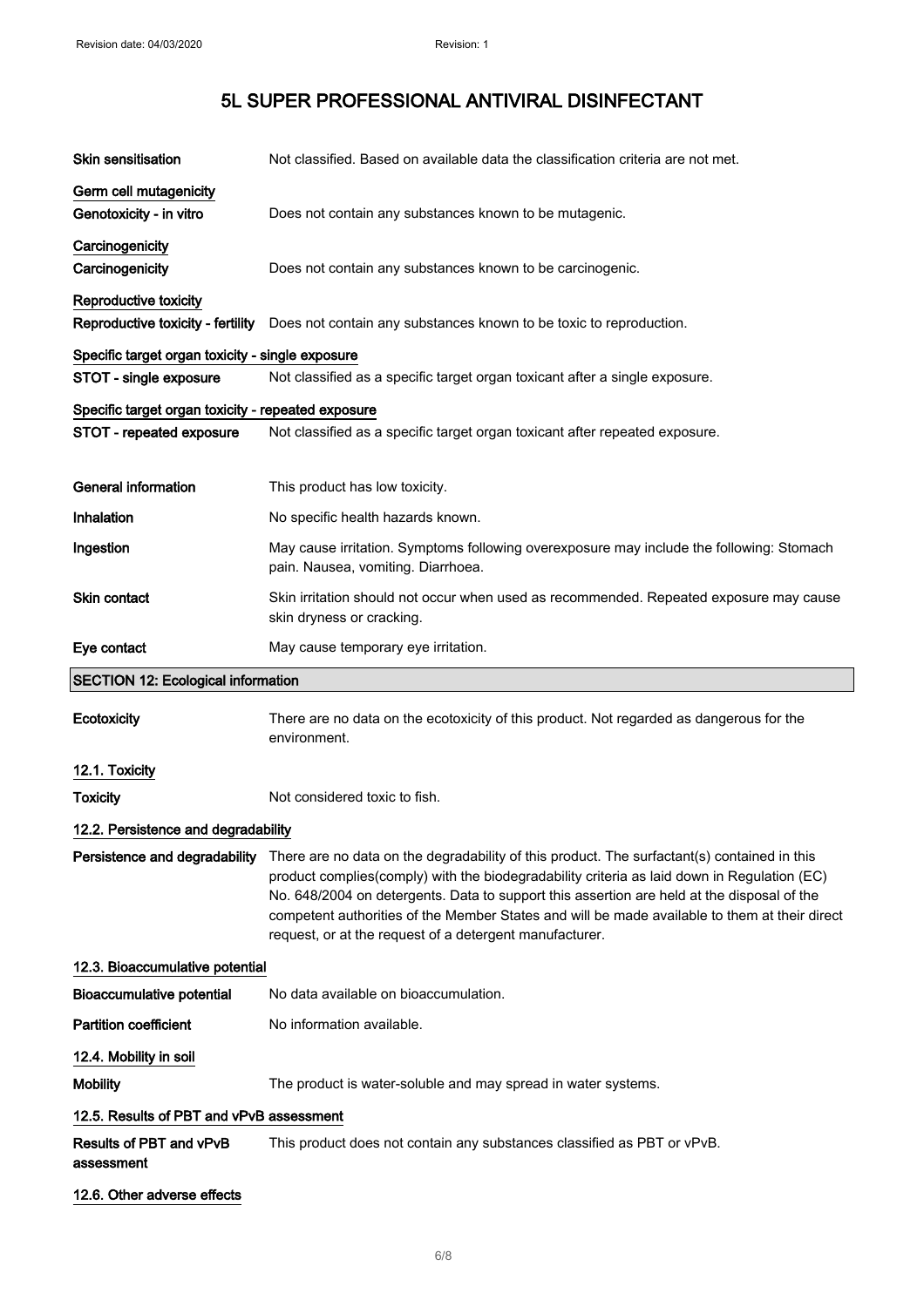| | |
|---|---|
| **Skin sensitisation** | Not classified. Based on available data the classification criteria are not met. |

**Germ cell mutagenicity**

| | |
|---|---|
| **Genotoxicity - in vitro** | Does not contain any substances known to be mutagenic. |

**Carcinogenicity**

| | |
|---|---|
| **Carcinogenicity** | Does not contain any substances known to be carcinogenic. |

**Reproductive toxicity**

| | |
|---|---|
| **Reproductive toxicity - fertility** | Does not contain any substances known to be toxic to reproduction. |

**Specific target organ toxicity - single exposure**

| | |
|---|---|
| **STOT - single exposure** | Not classified as a specific target organ toxicant after a single exposure. |

**Specific target organ toxicity - repeated exposure**

| | |
|---|---|
| **STOT - repeated exposure** | Not classified as a specific target organ toxicant after repeated exposure. |

| | |
|---|---|
| **General information** | This product has low toxicity. |
| **Inhalation** | No specific health hazards known. |
| **Ingestion** | May cause irritation. Symptoms following overexposure may include the following: Stomach pain. Nausea, vomiting. Diarrhoea. |
| **Skin contact** | Skin irritation should not occur when used as recommended. Repeated exposure may cause skin dryness or cracking. |
| **Eye contact** | May cause temporary eye irritation. |

## SECTION 12: Ecological information

| | |
|---|---|
| **Ecotoxicity** | There are no data on the ecotoxicity of this product. Not regarded as dangerous for the environment. |

### 12.1. Toxicity

| | |
|---|---|
| **Toxicity** | Not considered toxic to fish. |

### 12.2. Persistence and degradability

| | |
|---|---|
| **Persistence and degradability** | There are no data on the degradability of this product. The surfactant(s) contained in this product complies(comply) with the biodegradability criteria as laid down in Regulation (EC) No. 648/2004 on detergents. Data to support this assertion are held at the disposal of the competent authorities of the Member States and will be made available to them at their direct request, or at the request of a detergent manufacturer. |

### 12.3. Bioaccumulative potential

| | |
|---|---|
| **Bioaccumulative potential** | No data available on bioaccumulation. |
| **Partition coefficient** | No information available. |

### 12.4. Mobility in soil

| | |
|---|---|
| **Mobility** | The product is water-soluble and may spread in water systems. |

### 12.5. Results of PBT and vPvB assessment

| | |
|---|---|
| **Results of PBT and vPvB assessment** | This product does not contain any substances classified as PBT or vPvB. |

### 12.6. Other adverse effects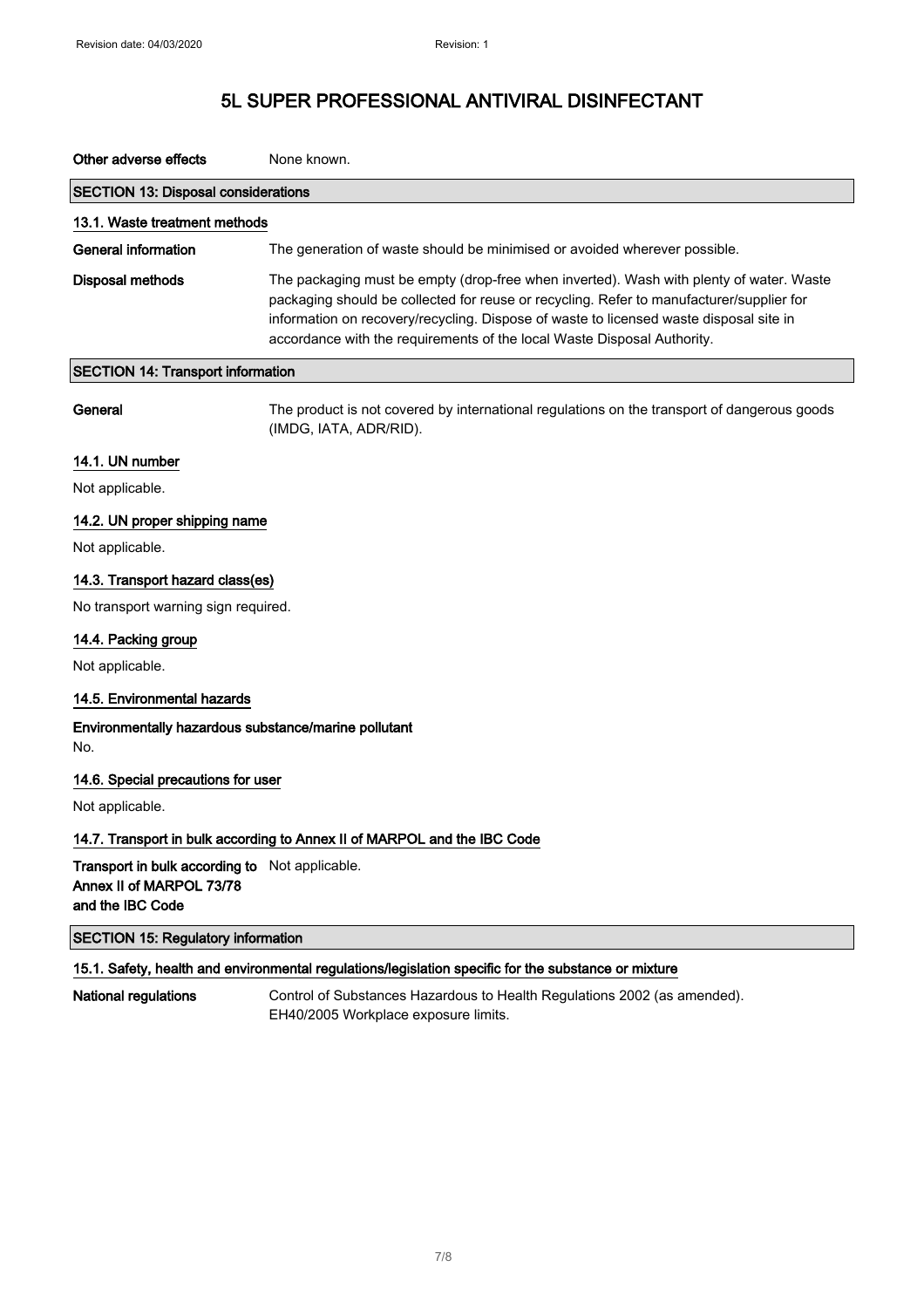**Other adverse effects** None known.

## SECTION 13: Disposal considerations

### 13.1. Waste treatment methods

**General information** The generation of waste should be minimised or avoided wherever possible.

**Disposal methods** The packaging must be empty (drop-free when inverted). Wash with plenty of water. Waste packaging should be collected for reuse or recycling. Refer to manufacturer/supplier for information on recovery/recycling. Dispose of waste to licensed waste disposal site in accordance with the requirements of the local Waste Disposal Authority.

## SECTION 14: Transport information

**General** The product is not covered by international regulations on the transport of dangerous goods (IMDG, IATA, ADR/RID).

### 14.1. UN number

Not applicable.

### 14.2. UN proper shipping name

Not applicable.

### 14.3. Transport hazard class(es)

No transport warning sign required.

### 14.4. Packing group

Not applicable.

### 14.5. Environmental hazards

**Environmentally hazardous substance/marine pollutant**

No.

### 14.6. Special precautions for user

Not applicable.

### 14.7. Transport in bulk according to Annex II of MARPOL and the IBC Code

**Transport in bulk according to Annex II of MARPOL 73/78 and the IBC Code** Not applicable.

## SECTION 15: Regulatory information

### 15.1. Safety, health and environmental regulations/legislation specific for the substance or mixture

**National regulations** Control of Substances Hazardous to Health Regulations 2002 (as amended).
EH40/2005 Workplace exposure limits.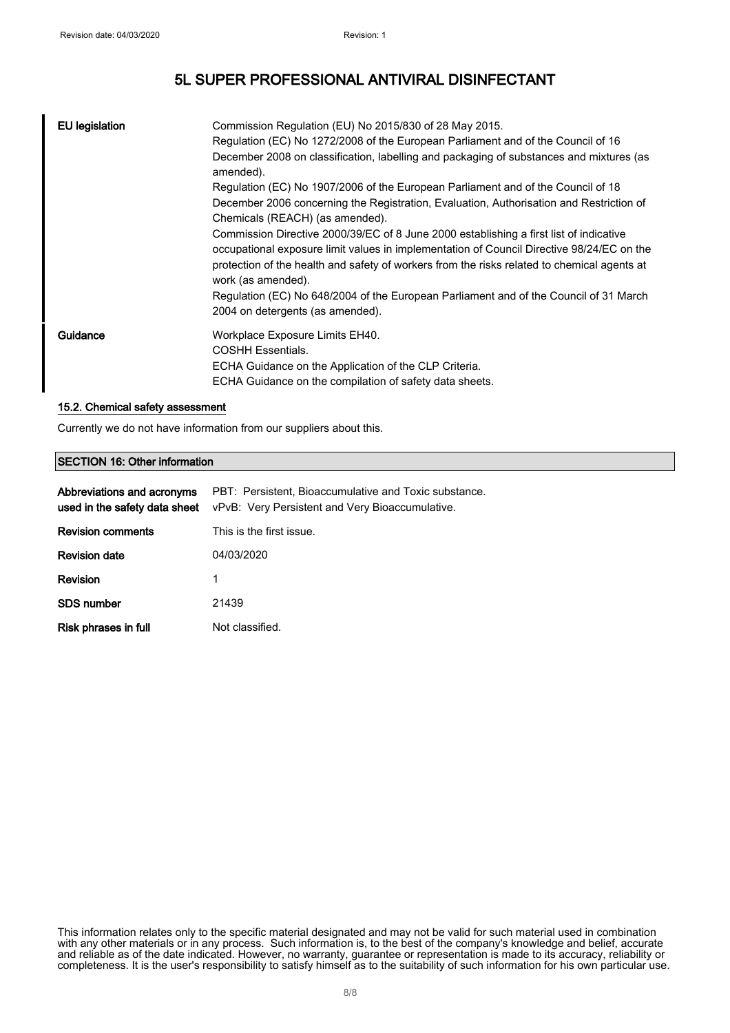| | |
|---|---|
| **EU legislation** | Commission Regulation (EU) No 2015/830 of 28 May 2015.<br>Regulation (EC) No 1272/2008 of the European Parliament and of the Council of 16 December 2008 on classification, labelling and packaging of substances and mixtures (as amended).<br>Regulation (EC) No 1907/2006 of the European Parliament and of the Council of 18 December 2006 concerning the Registration, Evaluation, Authorisation and Restriction of Chemicals (REACH) (as amended).<br>Commission Directive 2000/39/EC of 8 June 2000 establishing a first list of indicative occupational exposure limit values in implementation of Council Directive 98/24/EC on the protection of the health and safety of workers from the risks related to chemical agents at work (as amended).<br>Regulation (EC) No 648/2004 of the European Parliament and of the Council of 31 March 2004 on detergents (as amended). |
| **Guidance** | Workplace Exposure Limits EH40.<br>COSHH Essentials.<br>ECHA Guidance on the Application of the CLP Criteria.<br>ECHA Guidance on the compilation of safety data sheets. |

### 15.2. Chemical safety assessment

Currently we do not have information from our suppliers about this.

## SECTION 16: Other information

| | |
|---|---|
| **Abbreviations and acronyms used in the safety data sheet** | PBT: Persistent, Bioaccumulative and Toxic substance.<br>vPvB: Very Persistent and Very Bioaccumulative. |
| **Revision comments** | This is the first issue. |
| **Revision date** | 04/03/2020 |
| **Revision** | 1 |
| **SDS number** | 21439 |
| **Risk phrases in full** | Not classified. |

This information relates only to the specific material designated and may not be valid for such material used in combination with any other materials or in any process. Such information is, to the best of the company's knowledge and belief, accurate and reliable as of the date indicated. However, no warranty, guarantee or representation is made to its accuracy, reliability or completeness. It is the user's responsibility to satisfy himself as to the suitability of such information for his own particular use.